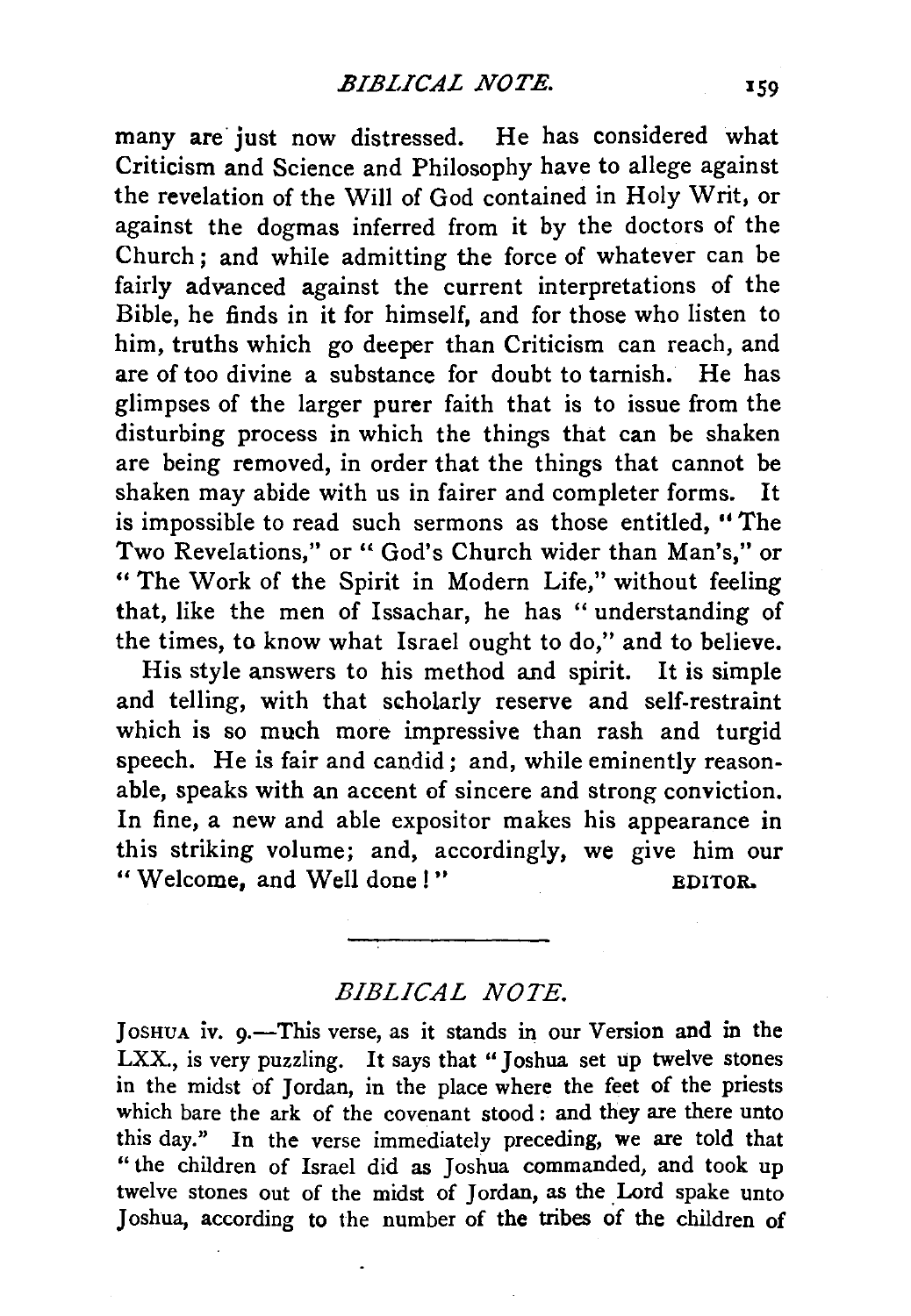many are just now distressed. He has considered what Criticism and Science and Philosophy have to allege against the revelation of the Will of God contained in Holy Writ, or against the dogmas inferred from it by the doctors of the Church; and while admitting the force of whatever can be fairly advanced against the current interpretations of the Bible, he finds in it for himself, and for those who listen to him, truths which go deeper than Criticism can reach, and are of too divine a substance for doubt to tarnish. He has glimpses of the larger purer faith that is to issue from the disturbing process in which the things that can be shaken are being removed, in order that the things that cannot be shaken may abide with us in fairer and completer forms. It is impossible to read such sermons as those entitled, "The Two Revelations," or "God's Church wider than Man's," or "The Work of the Spirit in Modern Life," without feeling that, like the men of Issachar, he has "understanding of the times, to know what Israel ought to do," and to believe.

His style answers to his method and spirit. It is simple and telling, with that scholarly reserve and self-restraint which is so much more impressive than rash and turgid speech. He is fair and candid; and, while eminently reasonable, speaks with an accent of sincere and strong conviction. In fine, a new and able expositor makes his appearance in this striking volume; and, accordingly, we give him our "Welcome, and Well done!"

EDITOR.

---

## *BIBLICAL NOTE.*

JOSHUA iv. 9.—This verse, as it stands in our Version and in the LXX., is very puzzling. It says that "Joshua set up twelve stones in the midst of Jordan, in the place where the feet of the priests which bare the ark of the covenant stood: and they are there unto this day." In the verse immediately preceding, we are told that "the children of Israel did as Joshua commanded, and took up twelve stones out of the midst of Jordan, as the Lord spake unto Joshua, according to the number of the tribes of the children of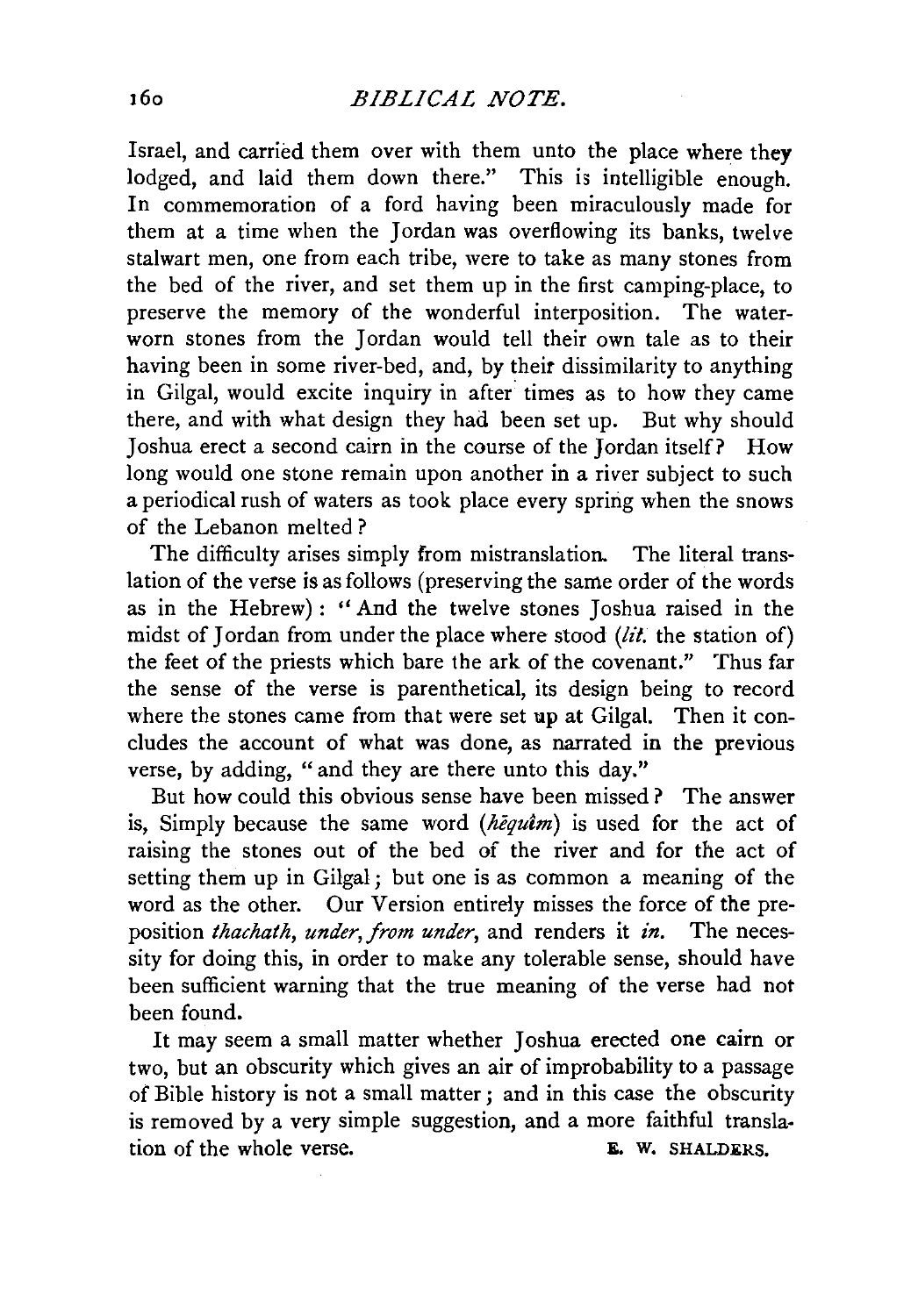Israel, and carried them over with them unto the place where they lodged, and laid them down there." This is intelligible enough. In commemoration of a ford having been miraculously made for them at a time when the Jordan was overflowing its banks, twelve stalwart men, one from each tribe, were to take as many stones from the bed of the river, and set them up in the first camping-place, to preserve the memory of the wonderful interposition. The water-worn stones from the Jordan would tell their own tale as to their having been in some river-bed, and, by their dissimilarity to anything in Gilgal, would excite inquiry in after times as to how they came there, and with what design they had been set up. But why should Joshua erect a second cairn in the course of the Jordan itself? How long would one stone remain upon another in a river subject to such a periodical rush of waters as took place every spring when the snows of the Lebanon melted?

The difficulty arises simply from mistranslation. The literal translation of the verse is as follows (preserving the same order of the words as in the Hebrew): "And the twelve stones Joshua raised in the midst of Jordan from under the place where stood (*lit.* the station of) the feet of the priests which bare the ark of the covenant." Thus far the sense of the verse is parenthetical, its design being to record where the stones came from that were set up at Gilgal. Then it concludes the account of what was done, as narrated in the previous verse, by adding, "and they are there unto this day."

But how could this obvious sense have been missed? The answer is, Simply because the same word (*hēquîm*) is used for the act of raising the stones out of the bed of the river and for the act of setting them up in Gilgal; but one is as common a meaning of the word as the other. Our Version entirely misses the force of the preposition *thachath*, *under*, *from under*, and renders it *in*. The necessity for doing this, in order to make any tolerable sense, should have been sufficient warning that the true meaning of the verse had not been found.

It may seem a small matter whether Joshua erected one cairn or two, but an obscurity which gives an air of improbability to a passage of Bible history is not a small matter; and in this case the obscurity is removed by a very simple suggestion, and a more faithful translation of the whole verse.

E. W. SHALDERS.